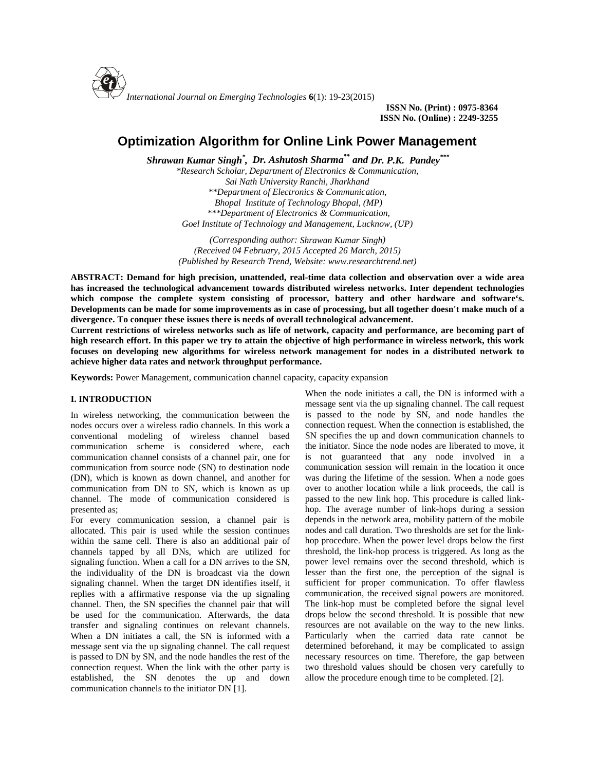# Optimization Algorithm for Online Link Power Management

***Shrawan Kumar Singh*[\*]*, Dr. Ashutosh Sharma*[\*\*]* and Dr. P.K. Pandey*[\*\*\*]***

*\*Research Scholar, Department of Electronics & Communication, Sai Nath University Ranchi, Jharkhand*
*\*\*Department of Electronics & Communication, Bhopal Institute of Technology Bhopal, (MP)*
*\*\*\*Department of Electronics & Communication, Goel Institute of Technology and Management, Lucknow, (UP)*

*(Corresponding author: Shrawan Kumar Singh)*
*(Received 04 February, 2015 Accepted 26 March, 2015)*
*(Published by Research Trend, Website: www.researchtrend.net)*

**ABSTRACT: Demand for high precision, unattended, real-time data collection and observation over a wide area has increased the technological advancement towards distributed wireless networks. Inter dependent technologies which compose the complete system consisting of processor, battery and other hardware and software's. Developments can be made for some improvements as in case of processing, but all together doesn't make much of a divergence. To conquer these issues there is needs of overall technological advancement.**

**Current restrictions of wireless networks such as life of network, capacity and performance, are becoming part of high research effort. In this paper we try to attain the objective of high performance in wireless network, this work focuses on developing new algorithms for wireless network management for nodes in a distributed network to achieve higher data rates and network throughput performance.**

**Keywords:** Power Management, communication channel capacity, capacity expansion

## I. INTRODUCTION

In wireless networking, the communication between the nodes occurs over a wireless radio channels. In this work a conventional modeling of wireless channel based communication scheme is considered where, each communication channel consists of a channel pair, one for communication from source node (SN) to destination node (DN), which is known as down channel, and another for communication from DN to SN, which is known as up channel. The mode of communication considered is presented as;

For every communication session, a channel pair is allocated. This pair is used while the session continues within the same cell. There is also an additional pair of channels tapped by all DNs, which are utilized for signaling function. When a call for a DN arrives to the SN, the individuality of the DN is broadcast via the down signaling channel. When the target DN identifies itself, it replies with a affirmative response via the up signaling channel. Then, the SN specifies the channel pair that will be used for the communication. Afterwards, the data transfer and signaling continues on relevant channels. When a DN initiates a call, the SN is informed with a message sent via the up signaling channel. The call request is passed to DN by SN, and the node handles the rest of the connection request. When the link with the other party is established, the SN denotes the up and down communication channels to the initiator DN [1].

When the node initiates a call, the DN is informed with a message sent via the up signaling channel. The call request is passed to the node by SN, and node handles the connection request. When the connection is established, the SN specifies the up and down communication channels to the initiator. Since the node nodes are liberated to move, it is not guaranteed that any node involved in a communication session will remain in the location it once was during the lifetime of the session. When a node goes over to another location while a link proceeds, the call is passed to the new link hop. This procedure is called link-hop. The average number of link-hops during a session depends in the network area, mobility pattern of the mobile nodes and call duration. Two thresholds are set for the link-hop procedure. When the power level drops below the first threshold, the link-hop process is triggered. As long as the power level remains over the second threshold, which is lesser than the first one, the perception of the signal is sufficient for proper communication. To offer flawless communication, the received signal powers are monitored. The link-hop must be completed before the signal level drops below the second threshold. It is possible that new resources are not available on the way to the new links. Particularly when the carried data rate cannot be determined beforehand, it may be complicated to assign necessary resources on time. Therefore, the gap between two threshold values should be chosen very carefully to allow the procedure enough time to be completed. [2].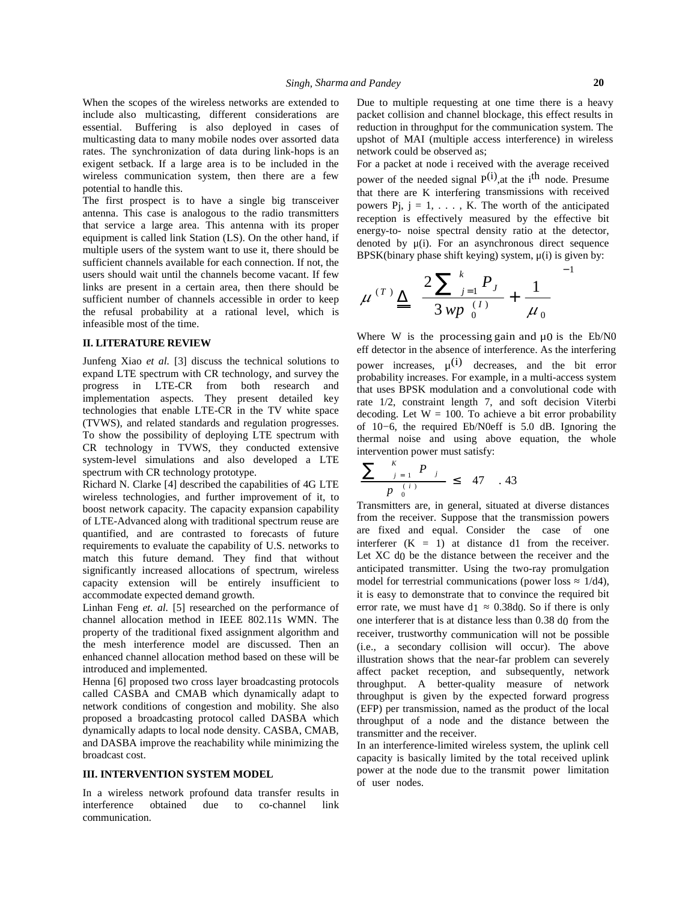When the scopes of the wireless networks are extended to include also multicasting, different considerations are essential. Buffering is also deployed in cases of multicasting data to many mobile nodes over assorted data rates. The synchronization of data during link-hops is an exigent setback. If a large area is to be included in the wireless communication system, then there are a few potential to handle this.

The first prospect is to have a single big transceiver antenna. This case is analogous to the radio transmitters that service a large area. This antenna with its proper equipment is called link Station (LS). On the other hand, if multiple users of the system want to use it, there should be sufficient channels available for each connection. If not, the users should wait until the channels become vacant. If few links are present in a certain area, then there should be sufficient number of channels accessible in order to keep the refusal probability at a rational level, which is infeasible most of the time.

## II. LITERATURE REVIEW

Junfeng Xiao *et al.* [3] discuss the technical solutions to expand LTE spectrum with CR technology, and survey the progress in LTE-CR from both research and implementation aspects. They present detailed key technologies that enable LTE-CR in the TV white space (TVWS), and related standards and regulation progresses. To show the possibility of deploying LTE spectrum with CR technology in TVWS, they conducted extensive system-level simulations and also developed a LTE spectrum with CR technology prototype.

Richard N. Clarke [4] described the capabilities of 4G LTE wireless technologies, and further improvement of it, to boost network capacity. The capacity expansion capability of LTE-Advanced along with traditional spectrum reuse are quantified, and are contrasted to forecasts of future requirements to evaluate the capability of U.S. networks to match this future demand. They find that without significantly increased allocations of spectrum, wireless capacity extension will be entirely insufficient to accommodate expected demand growth.

Linhan Feng *et. al.* [5] researched on the performance of channel allocation method in IEEE 802.11s WMN. The property of the traditional fixed assignment algorithm and the mesh interference model are discussed. Then an enhanced channel allocation method based on these will be introduced and implemented.

Henna [6] proposed two cross layer broadcasting protocols called CASBA and CMAB which dynamically adapt to network conditions of congestion and mobility. She also proposed a broadcasting protocol called DASBA which dynamically adapts to local node density. CASBA, CMAB, and DASBA improve the reachability while minimizing the broadcast cost.

## III. INTERVENTION SYSTEM MODEL

In a wireless network profound data transfer results in interference obtained due to co-channel link communication.

Due to multiple requesting at one time there is a heavy packet collision and channel blockage, this effect results in reduction in throughput for the communication system. The upshot of MAI (multiple access interference) in wireless network could be observed as;

For a packet at node i received with the average received power of the needed signal $P^{(i)}$,at the $i^{th}$ node. Presume that there are K interfering transmissions with received powers $P_j$, $j = 1, \ldots, K$. The worth of the anticipated reception is effectively measured by the effective bit energy-to- noise spectral density ratio at the detector, denoted by μ(i). For an asynchronous direct sequence BPSK(binary phase shift keying) system, μ(i) is given by:

$$\mu^{(T)} \triangleq \left[ \frac{2\sum_{j=1}^{k} P_J}{3\,wp_0^{(I)}} + \frac{1}{\mu_0} \right]^{-1}$$

Where W is the processing gain and $\mu_0$ is the Eb/N0 eff detector in the absence of interference. As the interfering power increases, $\mu^{(i)}$ decreases, and the bit error probability increases. For example, in a multi-access system that uses BPSK modulation and a convolutional code with rate 1/2, constraint length 7, and soft decision Viterbi decoding. Let W = 100. To achieve a bit error probability of $10^{-6}$, the required Eb/N0eff is 5.0 dB. Ignoring the thermal noise and using above equation, the whole intervention power must satisfy:

$$\frac{\sum_{j=1}^{K} P_j}{p_0^{(i)}} \leq 47.43$$

Transmitters are, in general, situated at diverse distances from the receiver. Suppose that the transmission powers are fixed and equal. Consider the case of one interferer (K = 1) at distance d1 from the receiver. Let XC $d_0$ be the distance between the receiver and the anticipated transmitter. Using the two-ray promulgation model for terrestrial communications (power loss ≈ 1/d4), it is easy to demonstrate that to convince the required bit error rate, we must have $d_1 \approx 0.38 d_0$. So if there is only one interferer that is at distance less than 0.38 $d_0$ from the receiver, trustworthy communication will not be possible (i.e., a secondary collision will occur). The above illustration shows that the near-far problem can severely affect packet reception, and subsequently, network throughput. A better-quality measure of network throughput is given by the expected forward progress (EFP) per transmission, named as the product of the local throughput of a node and the distance between the transmitter and the receiver.

In an interference-limited wireless system, the uplink cell capacity is basically limited by the total received uplink power at the node due to the transmit power limitation of user nodes.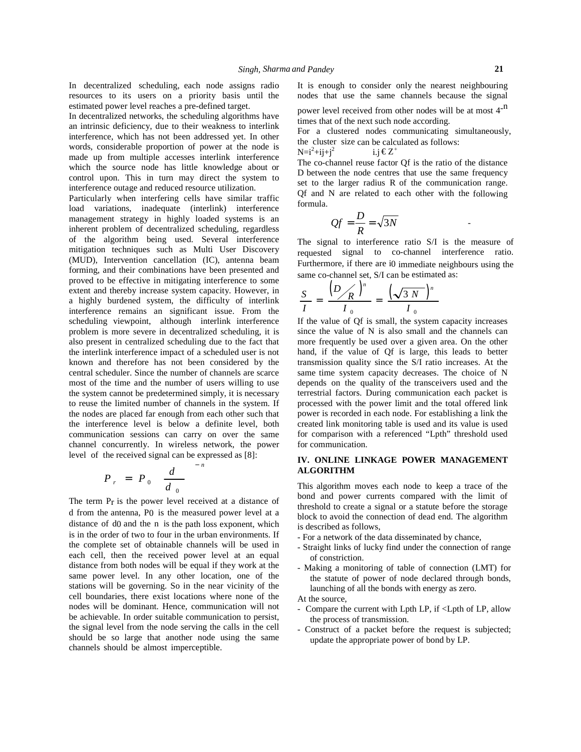In decentralized scheduling, each node assigns radio resources to its users on a priority basis until the estimated power level reaches a pre-defined target.

In decentralized networks, the scheduling algorithms have an intrinsic deficiency, due to their weakness to interlink interference, which has not been addressed yet. In other words, considerable proportion of power at the node is made up from multiple accesses interlink interference which the source node has little knowledge about or control upon. This in turn may direct the system to interference outage and reduced resource utilization.

Particularly when interfering cells have similar traffic load variations, inadequate (interlink) interference management strategy in highly loaded systems is an inherent problem of decentralized scheduling, regardless of the algorithm being used. Several interference mitigation techniques such as Multi User Discovery (MUD), Intervention cancellation (IC), antenna beam forming, and their combinations have been presented and proved to be effective in mitigating interference to some extent and thereby increase system capacity. However, in a highly burdened system, the difficulty of interlink interference remains an significant issue. From the scheduling viewpoint, although interlink interference problem is more severe in decentralized scheduling, it is also present in centralized scheduling due to the fact that the interlink interference impact of a scheduled user is not known and therefore has not been considered by the central scheduler. Since the number of channels are scarce most of the time and the number of users willing to use the system cannot be predetermined simply, it is necessary to reuse the limited number of channels in the system. If the nodes are placed far enough from each other such that the interference level is below a definite level, both communication sessions can carry on over the same channel concurrently. In wireless network, the power level of the received signal can be expressed as [8]:

$$P_r = P_0 \left( \frac{d}{d_0} \right)^{-n}$$

The term $P_r$ is the power level received at a distance of d from the antenna, $P_0$ is the measured power level at a distance of $d_0$ and the n is the path loss exponent, which is in the order of two to four in the urban environments. If the complete set of obtainable channels will be used in each cell, then the received power level at an equal distance from both nodes will be equal if they work at the same power level. In any other location, one of the stations will be governing. So in the near vicinity of the cell boundaries, there exist locations where none of the nodes will be dominant. Hence, communication will not be achievable. In order suitable communication to persist, the signal level from the node serving the calls in the cell should be so large that another node using the same channels should be almost imperceptible.

It is enough to consider only the nearest neighbouring nodes that use the same channels because the signal power level received from other nodes will be at most $4^{-n}$ times that of the next such node according.

For a clustered nodes communicating simultaneously, the cluster size can be calculated as follows:

$N=i^2+ij+j^2 \qquad i,j \in Z^+$

The co-channel reuse factor Qf is the ratio of the distance D between the node centres that use the same frequency set to the larger radius R of the communication range. Qf and N are related to each other with the following formula.

$$Qf = \frac{D}{R} = \sqrt{3N}$$

The signal to interference ratio S/I is the measure of requested signal to co-channel interference ratio. Furthermore, if there are $i_0$ immediate neighbours using the same co-channel set, S/I can be estimated as:

$$\frac{S}{I} = \frac{\left( D/R \right)^n}{I_0} = \frac{\left( \sqrt{3N} \right)^n}{I_0}$$

If the value of Qf is small, the system capacity increases since the value of N is also small and the channels can more frequently be used over a given area. On the other hand, if the value of Qf is large, this leads to better transmission quality since the S/I ratio increases. At the same time system capacity decreases. The choice of N depends on the quality of the transceivers used and the terrestrial factors. During communication each packet is processed with the power limit and the total offered link power is recorded in each node. For establishing a link the created link monitoring table is used and its value is used for comparison with a referenced "Lpth" threshold used for communication.

## IV. ONLINE LINKAGE POWER MANAGEMENT ALGORITHM

This algorithm moves each node to keep a trace of the bond and power currents compared with the limit of threshold to create a signal or a statute before the storage block to avoid the connection of dead end. The algorithm is described as follows,

- For a network of the data disseminated by chance,
- Straight links of lucky find under the connection of range of constriction.
- Making a monitoring of table of connection (LMT) for the statute of power of node declared through bonds, launching of all the bonds with energy as zero.

At the source,

- Compare the current with Lpth LP, if <Lpth of LP, allow the process of transmission.
- Construct of a packet before the request is subjected; update the appropriate power of bond by LP.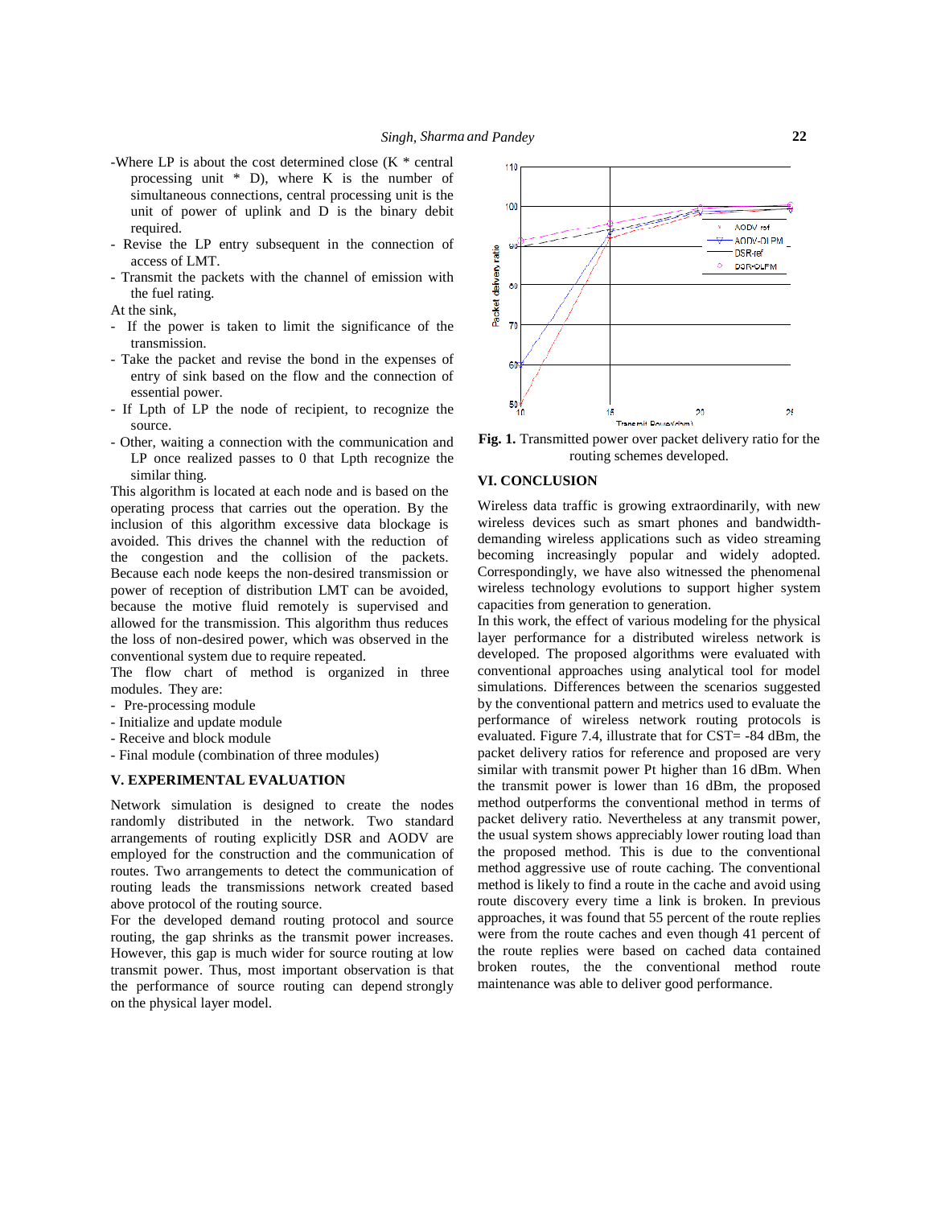-Where LP is about the cost determined close (K * central processing unit * D), where K is the number of simultaneous connections, central processing unit is the unit of power of uplink and D is the binary debit required.

- Revise the LP entry subsequent in the connection of access of LMT.
- Transmit the packets with the channel of emission with the fuel rating.

At the sink,

- If the power is taken to limit the significance of the transmission.
- Take the packet and revise the bond in the expenses of entry of sink based on the flow and the connection of essential power.
- If Lpth of LP the node of recipient, to recognize the source.
- Other, waiting a connection with the communication and LP once realized passes to 0 that Lpth recognize the similar thing.

This algorithm is located at each node and is based on the operating process that carries out the operation. By the inclusion of this algorithm excessive data blockage is avoided. This drives the channel with the reduction of the congestion and the collision of the packets. Because each node keeps the non-desired transmission or power of reception of distribution LMT can be avoided, because the motive fluid remotely is supervised and allowed for the transmission. This algorithm thus reduces the loss of non-desired power, which was observed in the conventional system due to require repeated.

The flow chart of method is organized in three modules. They are:

- Pre-processing module
- Initialize and update module
- Receive and block module
- Final module (combination of three modules)

## V. EXPERIMENTAL EVALUATION

Network simulation is designed to create the nodes randomly distributed in the network. Two standard arrangements of routing explicitly DSR and AODV are employed for the construction and the communication of routes. Two arrangements to detect the communication of routing leads the transmissions network created based above protocol of the routing source.

For the developed demand routing protocol and source routing, the gap shrinks as the transmit power increases. However, this gap is much wider for source routing at low transmit power. Thus, most important observation is that the performance of source routing can depend strongly on the physical layer model.

**Fig. 1.** Transmitted power over packet delivery ratio for the routing schemes developed.

## VI. CONCLUSION

Wireless data traffic is growing extraordinarily, with new wireless devices such as smart phones and bandwidth-demanding wireless applications such as video streaming becoming increasingly popular and widely adopted. Correspondingly, we have also witnessed the phenomenal wireless technology evolutions to support higher system capacities from generation to generation.

In this work, the effect of various modeling for the physical layer performance for a distributed wireless network is developed. The proposed algorithms were evaluated with conventional approaches using analytical tool for model simulations. Differences between the scenarios suggested by the conventional pattern and metrics used to evaluate the performance of wireless network routing protocols is evaluated. Figure 7.4, illustrate that for CST= -84 dBm, the packet delivery ratios for reference and proposed are very similar with transmit power Pt higher than 16 dBm. When the transmit power is lower than 16 dBm, the proposed method outperforms the conventional method in terms of packet delivery ratio. Nevertheless at any transmit power, the usual system shows appreciably lower routing load than the proposed method. This is due to the conventional method aggressive use of route caching. The conventional method is likely to find a route in the cache and avoid using route discovery every time a link is broken. In previous approaches, it was found that 55 percent of the route replies were from the route caches and even though 41 percent of the route replies were based on cached data contained broken routes, the the conventional method route maintenance was able to deliver good performance.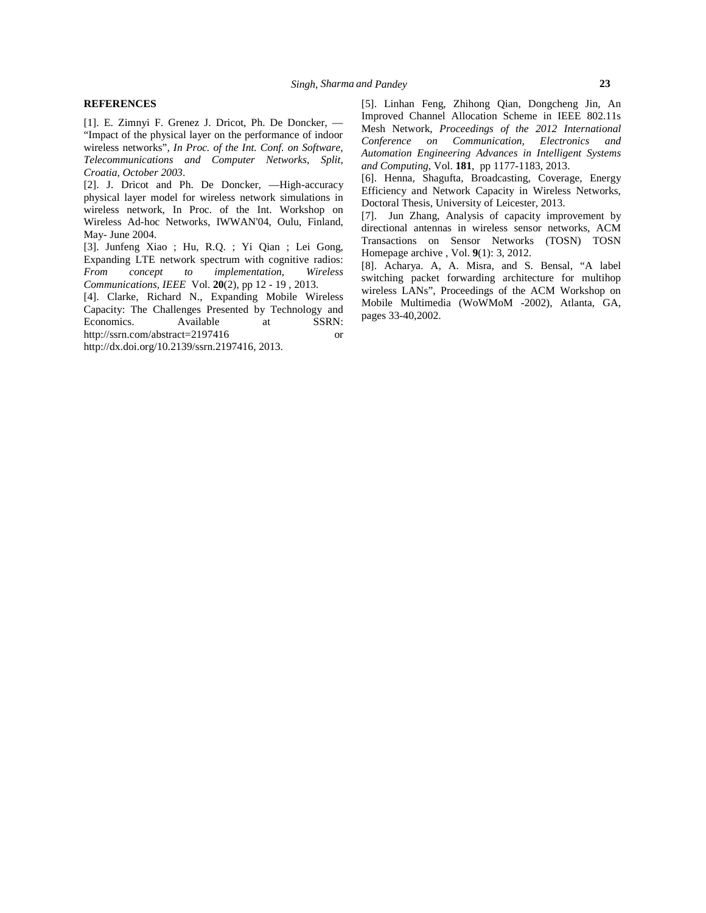**REFERENCES**

[1]. E. Zimnyi F. Grenez J. Dricot, Ph. De Doncker, — “Impact of the physical layer on the performance of indoor wireless networks”, *In Proc. of the Int. Conf. on Software, Telecommunications and Computer Networks, Split, Croatia, October 2003*.

[2]. J. Dricot and Ph. De Doncker, —High-accuracy physical layer model for wireless network simulations in wireless network, In Proc. of the Int. Workshop on Wireless Ad-hoc Networks, IWWAN'04, Oulu, Finland, May- June 2004.

[3]. Junfeng Xiao ; Hu, R.Q. ; Yi Qian ; Lei Gong, Expanding LTE network spectrum with cognitive radios: *From concept to implementation, Wireless Communications, IEEE* Vol. **20**(2), pp 12 - 19 , 2013.

[4]. Clarke, Richard N., Expanding Mobile Wireless Capacity: The Challenges Presented by Technology and Economics. Available at SSRN: http://ssrn.com/abstract=2197416 or http://dx.doi.org/10.2139/ssrn.2197416, 2013.

[5]. Linhan Feng, Zhihong Qian, Dongcheng Jin, An Improved Channel Allocation Scheme in IEEE 802.11s Mesh Network, *Proceedings of the 2012 International Conference on Communication, Electronics and Automation Engineering Advances in Intelligent Systems and Computing*, Vol. **181**, pp 1177-1183, 2013.

[6]. Henna, Shagufta, Broadcasting, Coverage, Energy Efficiency and Network Capacity in Wireless Networks, Doctoral Thesis, University of Leicester, 2013.

[7]. Jun Zhang, Analysis of capacity improvement by directional antennas in wireless sensor networks, ACM Transactions on Sensor Networks (TOSN) TOSN Homepage archive , Vol. **9**(1): 3, 2012.

[8]. Acharya. A, A. Misra, and S. Bensal, “A label switching packet forwarding architecture for multihop wireless LANs”, Proceedings of the ACM Workshop on Mobile Multimedia (WoWMoM -2002), Atlanta, GA, pages 33-40,2002.